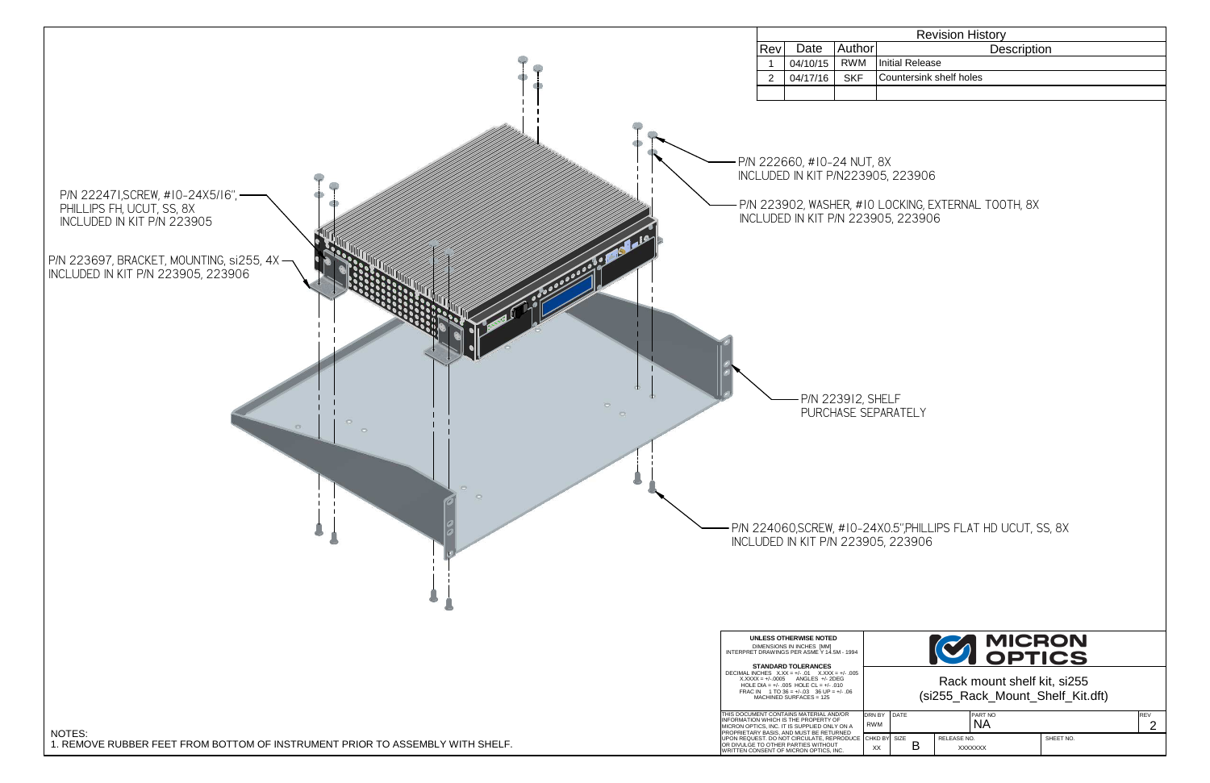## Revision History

| Rev | Date | Author | Description |
|---|---|---|---|
| 1 | 04/10/15 | RWM | Initial Release |
| 2 | 04/17/16 | SKF | Countersink shelf holes |
| | | | |

P/N 222660, #10-24 NUT, 8X
INCLUDED IN KIT P/N223905, 223906

P/N 223902, WASHER, #10 LOCKING, EXTERNAL TOOTH, 8X
INCLUDED IN KIT P/N 223905, 223906

P/N 222471,SCREW, #10-24X5/16", PHILLIPS FH, UCUT, SS, 8X
INCLUDED IN KIT P/N 223905

P/N 223697, BRACKET, MOUNTING, si255, 4X
INCLUDED IN KIT P/N 223905, 223906

P/N 223912, SHELF
PURCHASE SEPARATELY

P/N 224060,SCREW, #10-24X0.5",PHILLIPS FLAT HD UCUT, SS, 8X
INCLUDED IN KIT P/N 223905, 223906

NOTES:
1. REMOVE RUBBER FEET FROM BOTTOM OF INSTRUMENT PRIOR TO ASSEMBLY WITH SHELF.

**UNLESS OTHERWISE NOTED**
DIMENSIONS IN INCHES [MM]
INTERPRET DRAWINGS PER ASME Y 14.5M - 1994

**STANDARD TOLERANCES**
DECIMAL INCHES X.XX = +/- .01 X.XXX = +/- .005
X.XXXX = +/-.0005 ANGLES +/- 2DEG
HOLE DIA = +/- .005 HOLE CL = +/- .010
FRAC IN 1 TO 36 = +/- .03 36 UP = +/- .06
MACHINED SURFACES = 125

THIS DOCUMENT CONTAINS MATERIAL AND/OR INFORMATION WHICH IS THE PROPERTY OF MICRON OPTICS, INC. IT IS SUPPLIED ONLY ON A PROPRIETARY BASIS, AND MUST BE RETURNED UPON REQUEST. DO NOT CIRCULATE, REPRODUCE OR DIVULGE TO OTHER PARTIES WITHOUT WRITTEN CONSENT OF MICRON OPTICS, INC.

MICRON OPTICS

Rack mount shelf kit, si255
(si255_Rack_Mount_Shelf_Kit.dft)

| DRN BY | DATE | PART NO | REV |
|---|---|---|---|
| RWM | | NA | 2 |

| CHKD BY | SIZE | RELEASE NO. | SHEET NO. |
|---|---|---|---|
| XX | B | XXXXXXX | |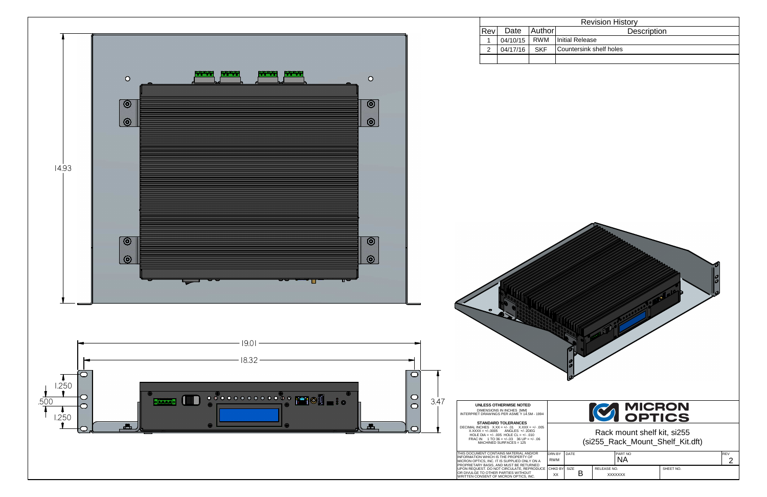| Revision History | | | |
|---|---|---|---|
| Rev | Date | Author | Description |
| 1 | 04/10/15 | RWM | Initial Release |
| 2 | 04/17/16 | SKF | Countersink shelf holes |
| | | | |

14.93

19.01

18.32

1.250

.500

1.250

3.47

**UNLESS OTHERWISE NOTED**

DIMENSIONS IN INCHES [MM]
INTERPRET DRAWINGS PER ASME Y 14.5M - 1994

**STANDARD TOLERANCES**

DECIMAL INCHES X.XX = +/- .01 X.XXX = +/- .005
X.XXXX = +/-.0005 ANGLES +/-.2DEG
HOLE DIA = +/- .005 HOLE CL = +/- .010
FRAC IN 1 TO 36 = +/-.03 36 UP = +/- .06
MACHINED SURFACES = 125

THIS DOCUMENT CONTAINS MATERIAL AND/OR INFORMATION WHICH IS THE PROPERTY OF MICRON OPTICS, INC. IT IS SUPPLIED ONLY ON A PROPRIETARY BASIS, AND MUST BE RETURNED UPON REQUEST. DO NOT CIRCULATE, REPRODUCE OR DIVULGE TO OTHER PARTIES WITHOUT WRITTEN CONSENT OF MICRON OPTICS, INC.

MICRON OPTICS

Rack mount shelf kit, si255
(si255_Rack_Mount_Shelf_Kit.dft)

| DRN BY | DATE | PART NO | REV |
|---|---|---|---|
| RWM | | NA | 2 |

| CHKD BY | SIZE | RELEASE NO. | SHEET NO. |
|---|---|---|---|
| XX | B | XXXXXXX | |